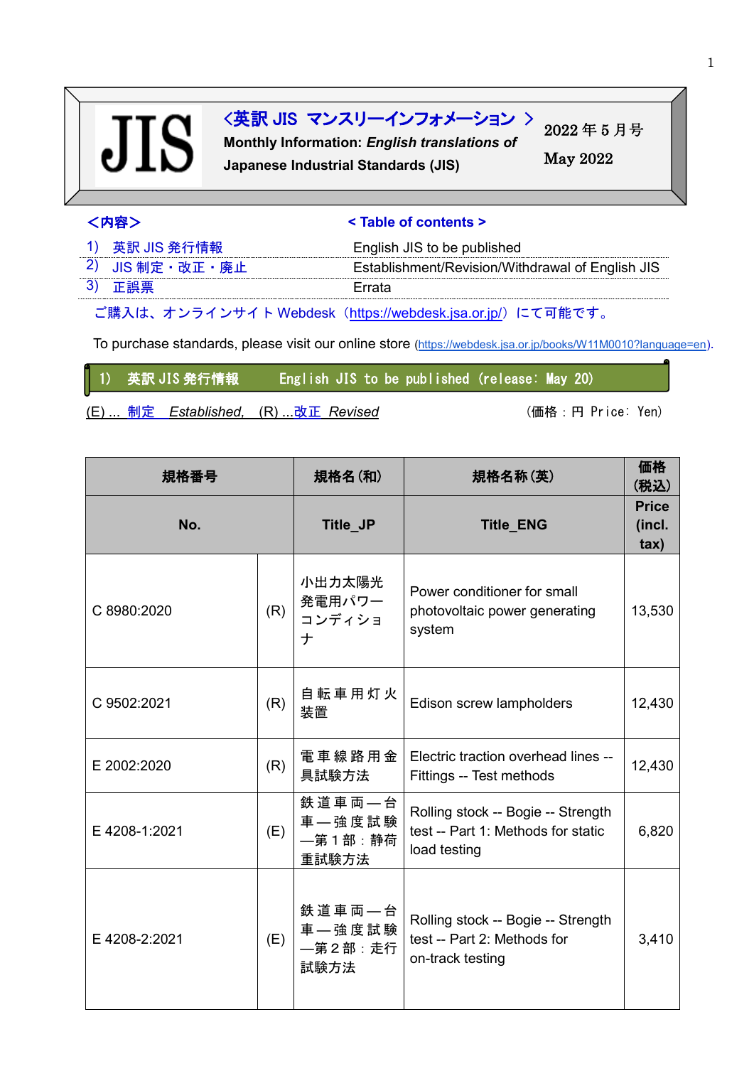# JIS

## <英訳 JIS マンスリーインフォメーション >

**Monthly Information: *English translations of* Japanese Industrial Standards (JIS)**

2022 年 5 月号

May 2022

| <内容> | < Table of contents > |
|---|---|
| 1) 英訳 JIS 発行情報 | English JIS to be published |
| 2) JIS 制定・改正・廃止 | Establishment/Revision/Withdrawal of English JIS |
| 3) 正誤票 | Errata |

ご購入は、オンラインサイト Webdesk（https://webdesk.jsa.or.jp/）にて可能です。

To purchase standards, please visit our online store (https://webdesk.jsa.or.jp/books/W11M0010?language=en).

## 1) 英訳 JIS 発行情報　English JIS to be published (release: May 20)

(E) ... 制定 *Established*, (R) ...改正 *Revised*　　（価格：円 Price: Yen）

| 規格番号 No. | | 規格名(和) Title_JP | 規格名称(英) Title_ENG | 価格(税込) Price (incl. tax) |
|---|---|---|---|---|
| C 8980:2020 | (R) | 小出力太陽光発電用パワーコンディショナ | Power conditioner for small photovoltaic power generating system | 13,530 |
| C 9502:2021 | (R) | 自転車用灯火装置 | Edison screw lampholders | 12,430 |
| E 2002:2020 | (R) | 電車線路用金具試験方法 | Electric traction overhead lines -- Fittings -- Test methods | 12,430 |
| E 4208-1:2021 | (E) | 鉄道車両—台車—強度試験—第１部：静荷重試験方法 | Rolling stock -- Bogie -- Strength test -- Part 1: Methods for static load testing | 6,820 |
| E 4208-2:2021 | (E) | 鉄道車両—台車—強度試験—第２部：走行試験方法 | Rolling stock -- Bogie -- Strength test -- Part 2: Methods for on-track testing | 3,410 |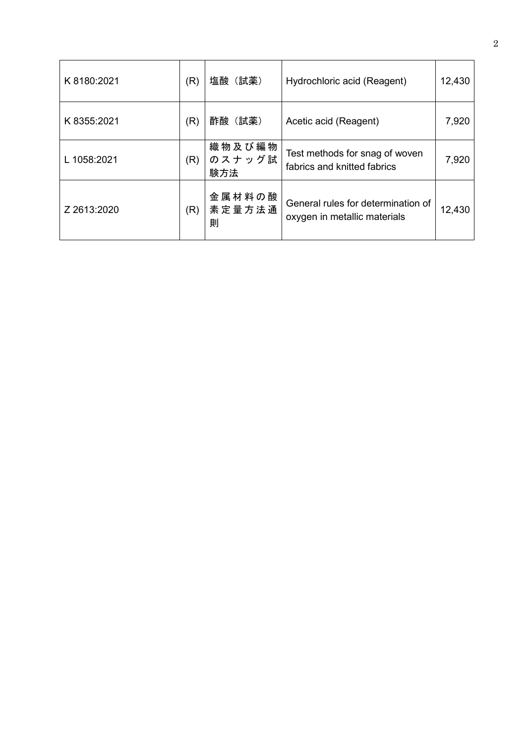| K 8180:2021 | (R) | 塩酸（試薬） | Hydrochloric acid (Reagent) | 12,430 |
|---|---|---|---|---|
| K 8355:2021 | (R) | 酢酸（試薬） | Acetic acid (Reagent) | 7,920 |
| L 1058:2021 | (R) | 織物及び編物のスナッグ試験方法 | Test methods for snag of woven fabrics and knitted fabrics | 7,920 |
| Z 2613:2020 | (R) | 金属材料の酸素定量方法通則 | General rules for determination of oxygen in metallic materials | 12,430 |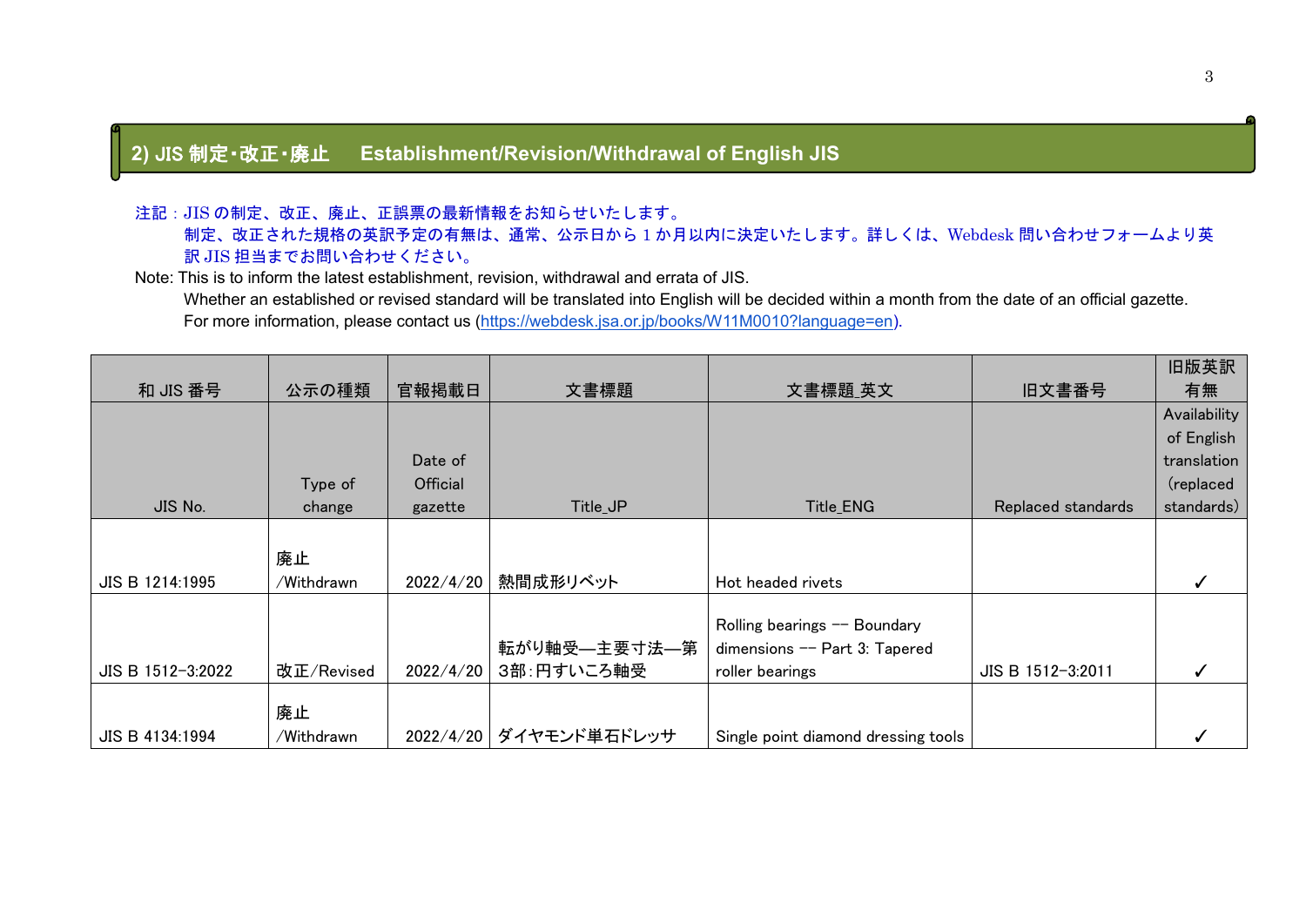## 2) JIS 制定･改正･廃止　Establishment/Revision/Withdrawal of English JIS

注記：JIS の制定、改正、廃止、正誤票の最新情報をお知らせいたします。
制定、改正された規格の英訳予定の有無は、通常、公示日から 1 か月以内に決定いたします。詳しくは、Webdesk 問い合わせフォームより英訳 JIS 担当までお問い合わせください。

Note: This is to inform the latest establishment, revision, withdrawal and errata of JIS.
Whether an established or revised standard will be translated into English will be decided within a month from the date of an official gazette.
For more information, please contact us (https://webdesk.jsa.or.jp/books/W11M0010?language=en).

| 和 JIS 番号 | 公示の種類 | 官報掲載日 | 文書標題 | 文書標題_英文 | 旧文書番号 | 旧版英訳有無 |
|---|---|---|---|---|---|---|
| JIS No. | Type of change | Date of Official gazette | Title_JP | Title_ENG | Replaced standards | Availability of English translation (replaced standards) |
| JIS B 1214:1995 | 廃止/Withdrawn | 2022/4/20 | 熱間成形リベット | Hot headed rivets | | ✓ |
| JIS B 1512-3:2022 | 改正/Revised | 2022/4/20 | 転がり軸受―主要寸法―第3部：円すいころ軸受 | Rolling bearings -- Boundary dimensions -- Part 3: Tapered roller bearings | JIS B 1512-3:2011 | ✓ |
| JIS B 4134:1994 | 廃止/Withdrawn | 2022/4/20 | ダイヤモンド単石ドレッサ | Single point diamond dressing tools | | ✓ |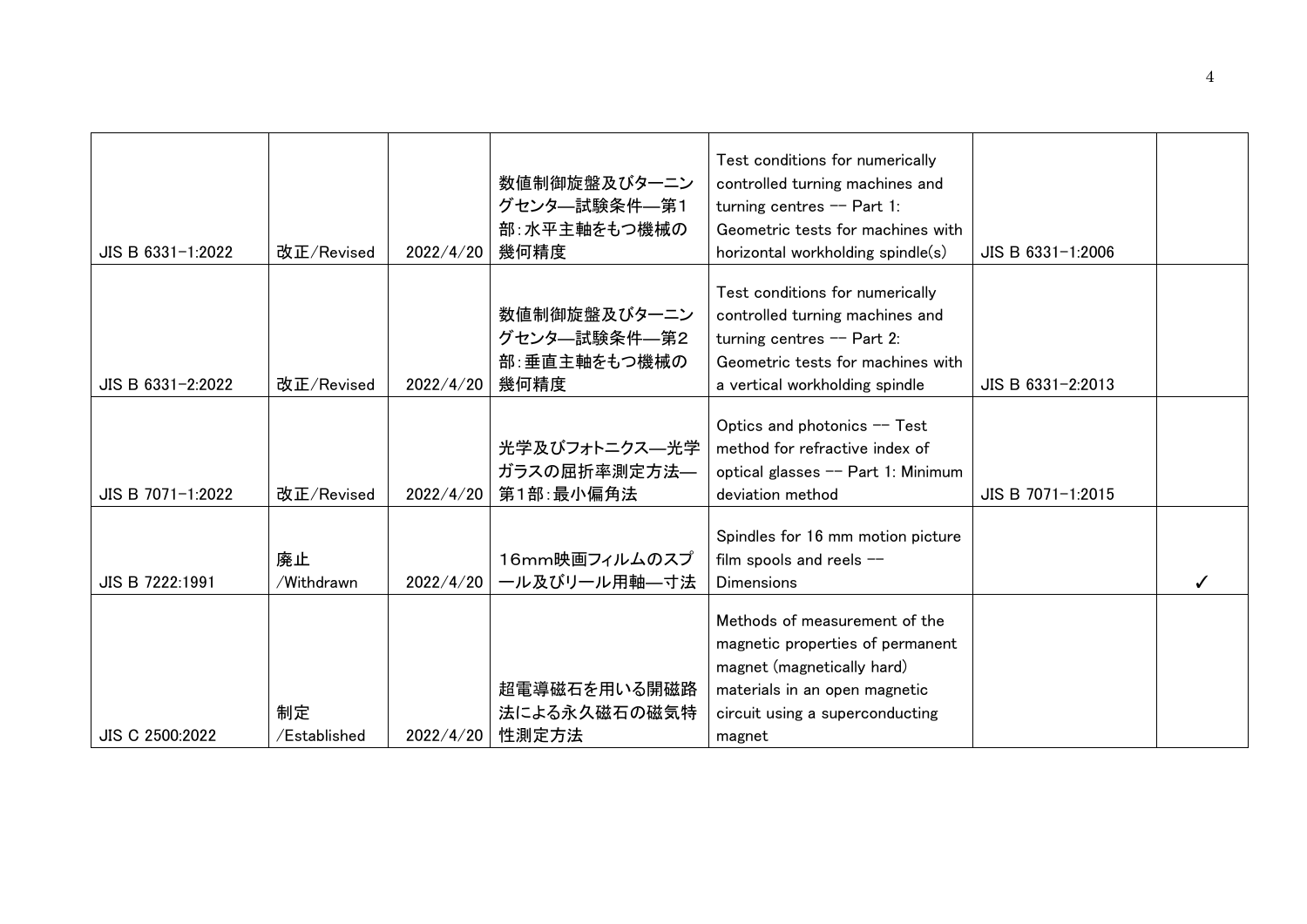| | | | | | | |
|---|---|---|---|---|---|---|
| JIS B 6331-1:2022 | 改正/Revised | 2022/4/20 | 数値制御旋盤及びターニングセンタ—試験条件—第1部:水平主軸をもつ機械の幾何精度 | Test conditions for numerically controlled turning machines and turning centres -- Part 1: Geometric tests for machines with horizontal workholding spindle(s) | JIS B 6331-1:2006 | |
| JIS B 6331-2:2022 | 改正/Revised | 2022/4/20 | 数値制御旋盤及びターニングセンタ—試験条件—第2部:垂直主軸をもつ機械の幾何精度 | Test conditions for numerically controlled turning machines and turning centres -- Part 2: Geometric tests for machines with a vertical workholding spindle | JIS B 6331-2:2013 | |
| JIS B 7071-1:2022 | 改正/Revised | 2022/4/20 | 光学及びフォトニクス—光学ガラスの屈折率測定方法—第1部:最小偏角法 | Optics and photonics -- Test method for refractive index of optical glasses -- Part 1: Minimum deviation method | JIS B 7071-1:2015 | |
| JIS B 7222:1991 | 廃止/Withdrawn | 2022/4/20 | 16mm映画フィルムのスプール及びリール用軸—寸法 | Spindles for 16 mm motion picture film spools and reels -- Dimensions | | ✓ |
| JIS C 2500:2022 | 制定/Established | 2022/4/20 | 超電導磁石を用いる開磁路法による永久磁石の磁気特性測定方法 | Methods of measurement of the magnetic properties of permanent magnet (magnetically hard) materials in an open magnetic circuit using a superconducting magnet | | |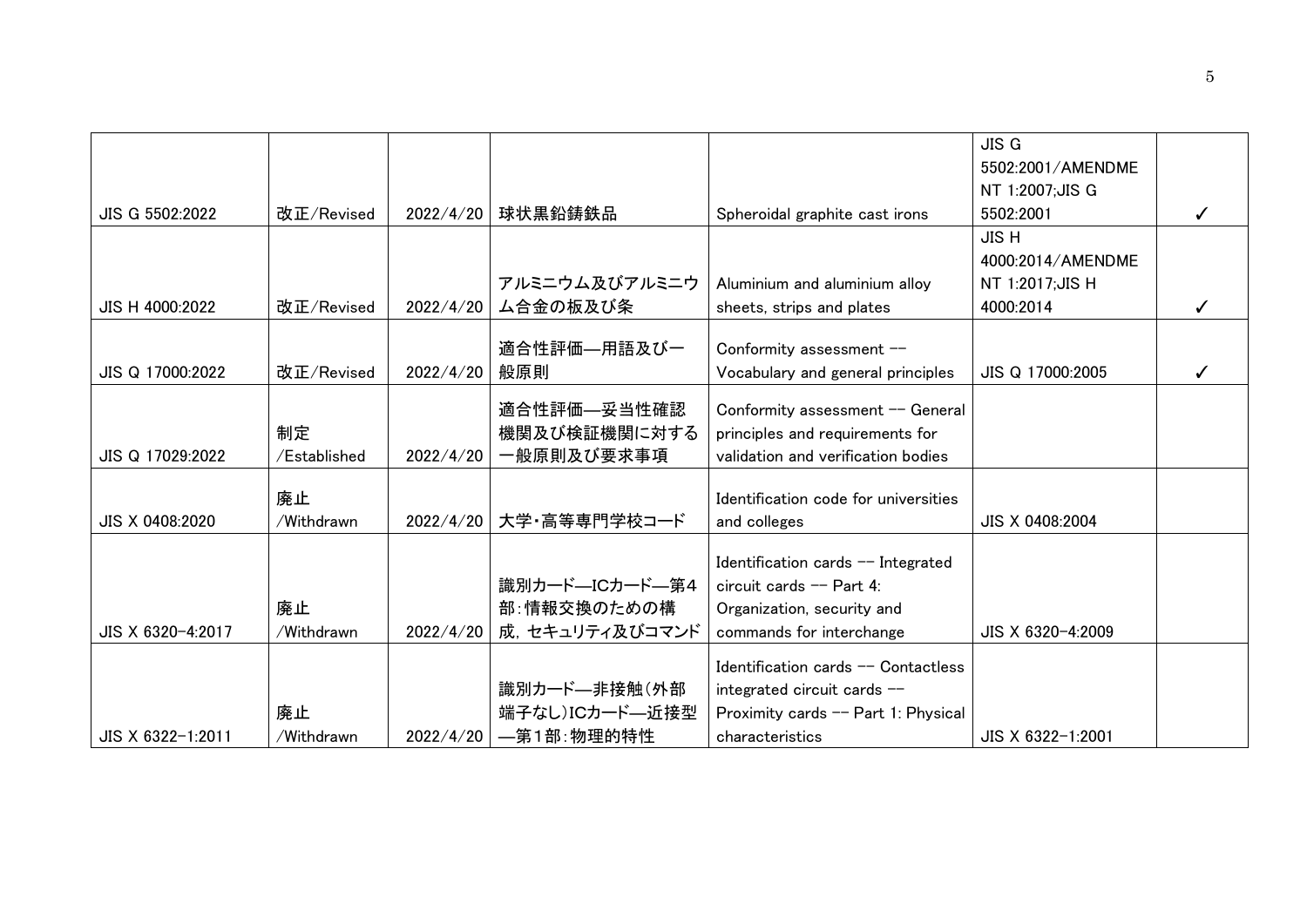| | | | | | | |
|---|---|---|---|---|---|---|
| JIS G 5502:2022 | 改正/Revised | 2022/4/20 | 球状黒鉛鋳鉄品 | Spheroidal graphite cast irons | JIS G 5502:2001/AMENDMENT 1:2007;JIS G 5502:2001 | ✓ |
| JIS H 4000:2022 | 改正/Revised | 2022/4/20 | アルミニウム及びアルミニウム合金の板及び条 | Aluminium and aluminium alloy sheets, strips and plates | JIS H 4000:2014/AMENDMENT 1:2017;JIS H 4000:2014 | ✓ |
| JIS Q 17000:2022 | 改正/Revised | 2022/4/20 | 適合性評価―用語及び一般原則 | Conformity assessment -- Vocabulary and general principles | JIS Q 17000:2005 | ✓ |
| JIS Q 17029:2022 | 制定/Established | 2022/4/20 | 適合性評価―妥当性確認機関及び検証機関に対する一般原則及び要求事項 | Conformity assessment -- General principles and requirements for validation and verification bodies | | |
| JIS X 0408:2020 | 廃止/Withdrawn | 2022/4/20 | 大学・高等専門学校コード | Identification code for universities and colleges | JIS X 0408:2004 | |
| JIS X 6320-4:2017 | 廃止/Withdrawn | 2022/4/20 | 識別カード―ICカード―第4部:情報交換のための構成，セキュリティ及びコマンド | Identification cards -- Integrated circuit cards -- Part 4: Organization, security and commands for interchange | JIS X 6320-4:2009 | |
| JIS X 6322-1:2011 | 廃止/Withdrawn | 2022/4/20 | 識別カード―非接触(外部端子なし)ICカード―近接型―第1部:物理的特性 | Identification cards -- Contactless integrated circuit cards -- Proximity cards -- Part 1: Physical characteristics | JIS X 6322-1:2001 | |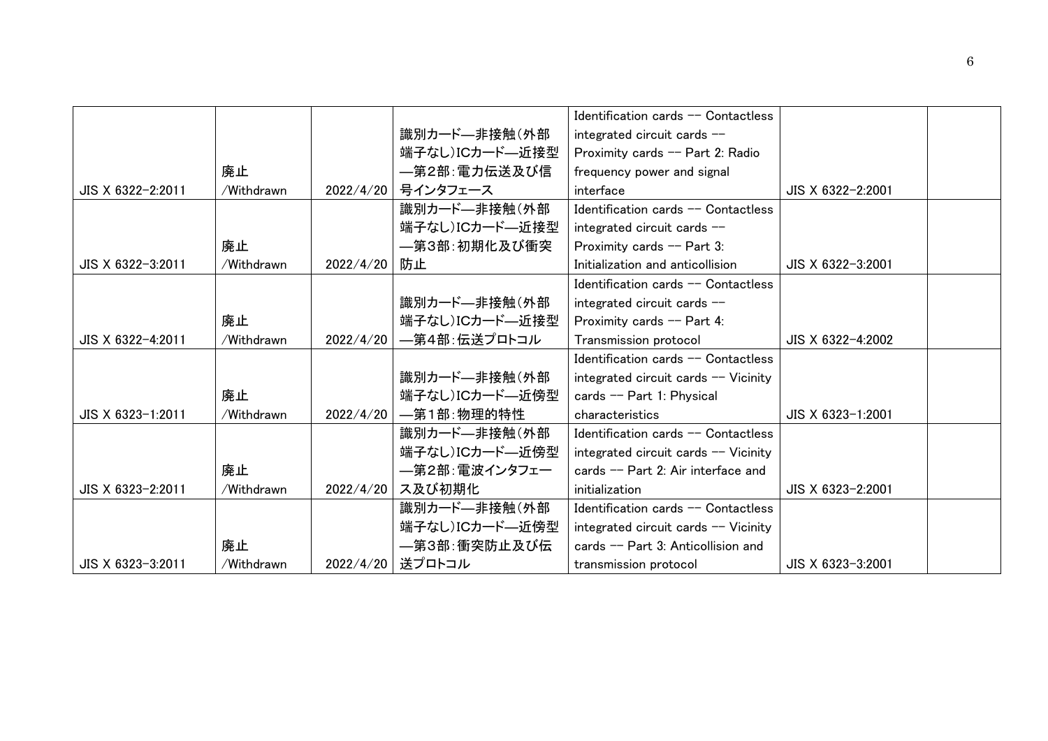| | | | | | | |
|---|---|---|---|---|---|---|
| JIS X 6322-2:2011 | 廃止/Withdrawn | 2022/4/20 | 識別カード―非接触(外部端子なし)ICカード―近接型―第2部:電力伝送及び信号インタフェース | Identification cards -- Contactless integrated circuit cards -- Proximity cards -- Part 2: Radio frequency power and signal interface | JIS X 6322-2:2001 | |
| JIS X 6322-3:2011 | 廃止/Withdrawn | 2022/4/20 | 識別カード―非接触(外部端子なし)ICカード―近接型―第3部:初期化及び衝突防止 | Identification cards -- Contactless integrated circuit cards -- Proximity cards -- Part 3: Initialization and anticollision | JIS X 6322-3:2001 | |
| JIS X 6322-4:2011 | 廃止/Withdrawn | 2022/4/20 | 識別カード―非接触(外部端子なし)ICカード―近接型―第4部:伝送プロトコル | Identification cards -- Contactless integrated circuit cards -- Proximity cards -- Part 4: Transmission protocol | JIS X 6322-4:2002 | |
| JIS X 6323-1:2011 | 廃止/Withdrawn | 2022/4/20 | 識別カード―非接触(外部端子なし)ICカード―近傍型―第1部:物理的特性 | Identification cards -- Contactless integrated circuit cards -- Vicinity cards -- Part 1: Physical characteristics | JIS X 6323-1:2001 | |
| JIS X 6323-2:2011 | 廃止/Withdrawn | 2022/4/20 | 識別カード―非接触(外部端子なし)ICカード―近傍型―第2部:電波インタフェース及び初期化 | Identification cards -- Contactless integrated circuit cards -- Vicinity cards -- Part 2: Air interface and initialization | JIS X 6323-2:2001 | |
| JIS X 6323-3:2011 | 廃止/Withdrawn | 2022/4/20 | 識別カード―非接触(外部端子なし)ICカード―近傍型―第3部:衝突防止及び伝送プロトコル | Identification cards -- Contactless integrated circuit cards -- Vicinity cards -- Part 3: Anticollision and transmission protocol | JIS X 6323-3:2001 | |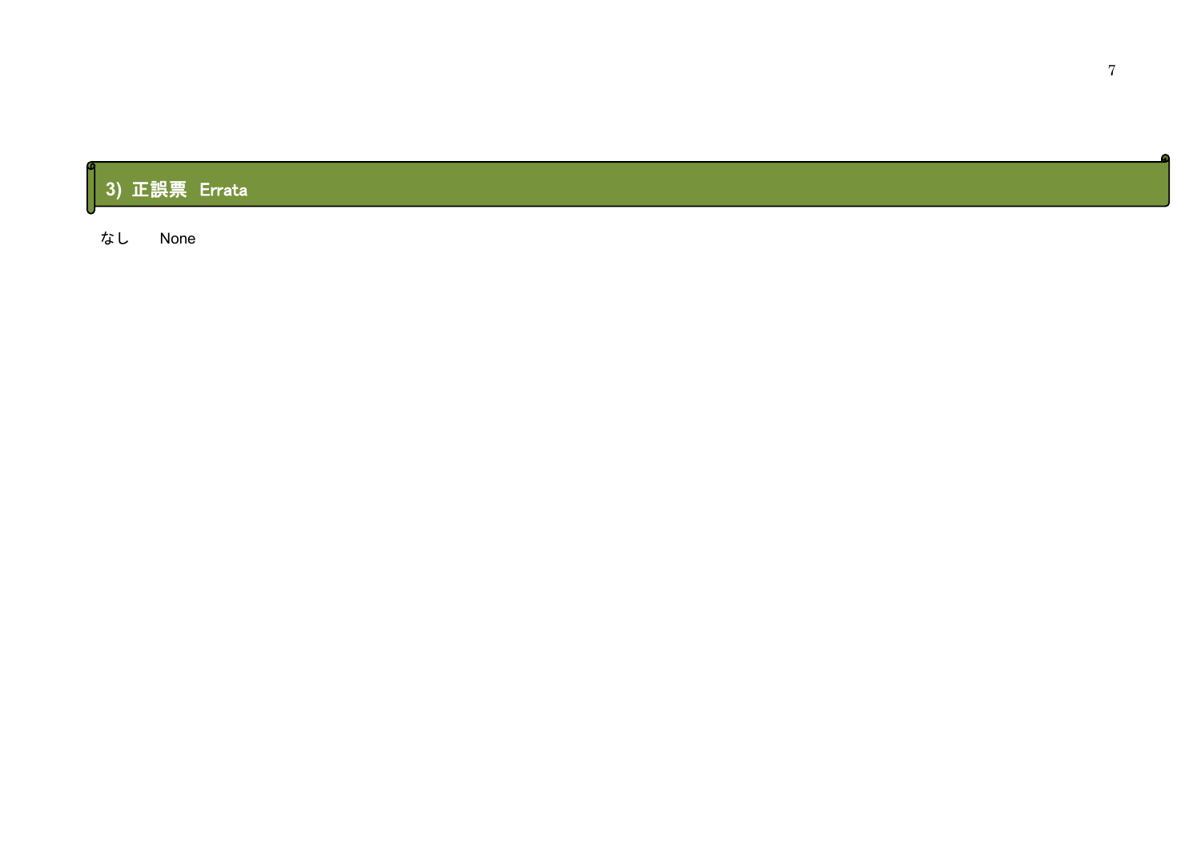## 3) 正誤票 Errata

なし　　None